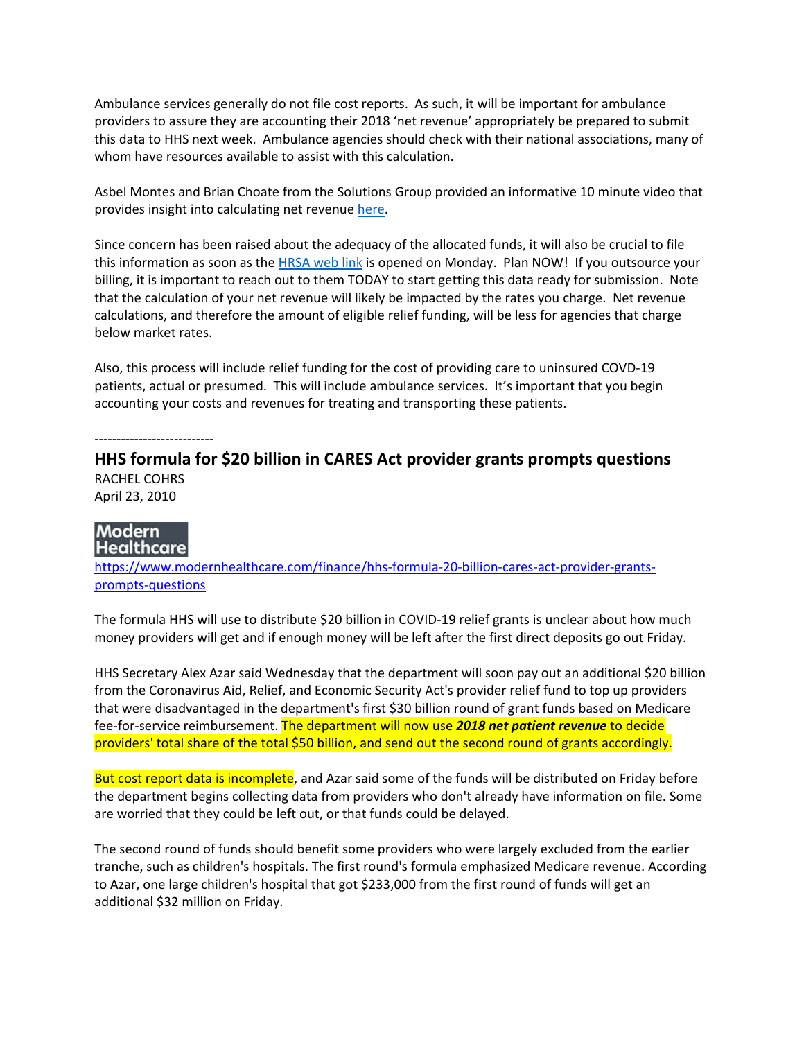Ambulance services generally do not file cost reports. As such, it will be important for ambulance providers to assure they are accounting their 2018 'net revenue' appropriately be prepared to submit this data to HHS next week. Ambulance agencies should check with their national associations, many of whom have resources available to assist with this calculation.

Asbel Montes and Brian Choate from the Solutions Group provided an informative 10 minute video that provides insight into calculating net revenue [here](#).

Since concern has been raised about the adequacy of the allocated funds, it will also be crucial to file this information as soon as the [HRSA web link](#) is opened on Monday. Plan NOW! If you outsource your billing, it is important to reach out to them TODAY to start getting this data ready for submission. Note that the calculation of your net revenue will likely be impacted by the rates you charge. Net revenue calculations, and therefore the amount of eligible relief funding, will be less for agencies that charge below market rates.

Also, this process will include relief funding for the cost of providing care to uninsured COVID-19 patients, actual or presumed. This will include ambulance services. It's important that you begin accounting your costs and revenues for treating and transporting these patients.

---------------------------

## HHS formula for $20 billion in CARES Act provider grants prompts questions

RACHEL COHRS
April 23, 2010

Modern Healthcare

https://www.modernhealthcare.com/finance/hhs-formula-20-billion-cares-act-provider-grants-prompts-questions

The formula HHS will use to distribute $20 billion in COVID-19 relief grants is unclear about how much money providers will get and if enough money will be left after the first direct deposits go out Friday.

HHS Secretary Alex Azar said Wednesday that the department will soon pay out an additional $20 billion from the Coronavirus Aid, Relief, and Economic Security Act's provider relief fund to top up providers that were disadvantaged in the department's first $30 billion round of grant funds based on Medicare fee-for-service reimbursement. The department will now use ***2018 net patient revenue*** to decide providers' total share of the total $50 billion, and send out the second round of grants accordingly.

But cost report data is incomplete, and Azar said some of the funds will be distributed on Friday before the department begins collecting data from providers who don't already have information on file. Some are worried that they could be left out, or that funds could be delayed.

The second round of funds should benefit some providers who were largely excluded from the earlier tranche, such as children's hospitals. The first round's formula emphasized Medicare revenue. According to Azar, one large children's hospital that got $233,000 from the first round of funds will get an additional $32 million on Friday.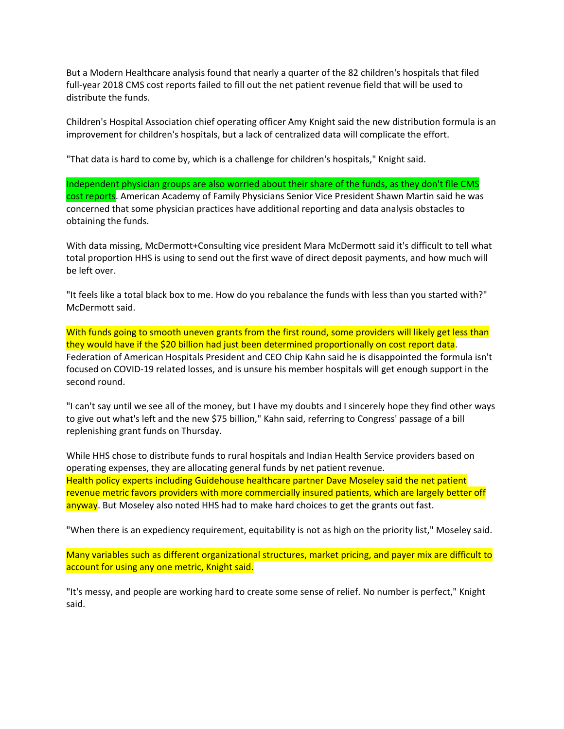But a Modern Healthcare analysis found that nearly a quarter of the 82 children's hospitals that filed full-year 2018 CMS cost reports failed to fill out the net patient revenue field that will be used to distribute the funds.

Children's Hospital Association chief operating officer Amy Knight said the new distribution formula is an improvement for children's hospitals, but a lack of centralized data will complicate the effort.

"That data is hard to come by, which is a challenge for children's hospitals," Knight said.

Independent physician groups are also worried about their share of the funds, as they don't file CMS cost reports. American Academy of Family Physicians Senior Vice President Shawn Martin said he was concerned that some physician practices have additional reporting and data analysis obstacles to obtaining the funds.

With data missing, McDermott+Consulting vice president Mara McDermott said it's difficult to tell what total proportion HHS is using to send out the first wave of direct deposit payments, and how much will be left over.

"It feels like a total black box to me. How do you rebalance the funds with less than you started with?" McDermott said.

With funds going to smooth uneven grants from the first round, some providers will likely get less than they would have if the $20 billion had just been determined proportionally on cost report data. Federation of American Hospitals President and CEO Chip Kahn said he is disappointed the formula isn't focused on COVID-19 related losses, and is unsure his member hospitals will get enough support in the second round.

"I can't say until we see all of the money, but I have my doubts and I sincerely hope they find other ways to give out what's left and the new $75 billion," Kahn said, referring to Congress' passage of a bill replenishing grant funds on Thursday.

While HHS chose to distribute funds to rural hospitals and Indian Health Service providers based on operating expenses, they are allocating general funds by net patient revenue. Health policy experts including Guidehouse healthcare partner Dave Moseley said the net patient revenue metric favors providers with more commercially insured patients, which are largely better off anyway. But Moseley also noted HHS had to make hard choices to get the grants out fast.

"When there is an expediency requirement, equitability is not as high on the priority list," Moseley said.

Many variables such as different organizational structures, market pricing, and payer mix are difficult to account for using any one metric, Knight said.

"It's messy, and people are working hard to create some sense of relief. No number is perfect," Knight said.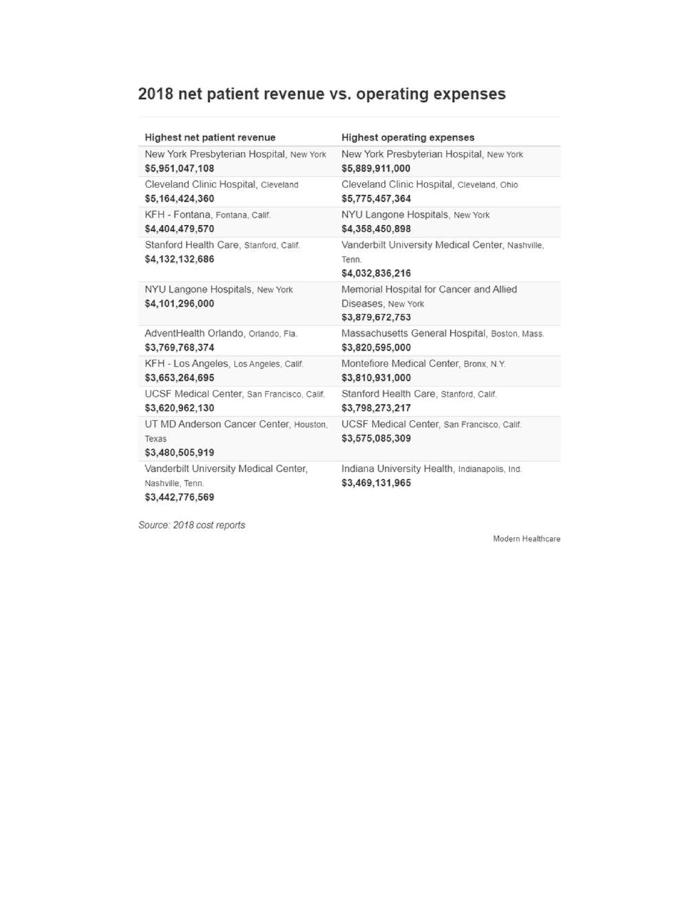## 2018 net patient revenue vs. operating expenses

| Highest net patient revenue | Highest operating expenses |
| --- | --- |
| New York Presbyterian Hospital, New York **$5,951,047,108** | New York Presbyterian Hospital, New York **$5,889,911,000** |
| Cleveland Clinic Hospital, Cleveland **$5,164,424,360** | Cleveland Clinic Hospital, Cleveland, Ohio **$5,775,457,364** |
| KFH - Fontana, Fontana, Calif. **$4,404,479,570** | NYU Langone Hospitals, New York **$4,358,450,898** |
| Stanford Health Care, Stanford, Calif. **$4,132,132,686** | Vanderbilt University Medical Center, Nashville, Tenn. **$4,032,836,216** |
| NYU Langone Hospitals, New York **$4,101,296,000** | Memorial Hospital for Cancer and Allied Diseases, New York **$3,879,672,753** |
| AdventHealth Orlando, Orlando, Fla. **$3,769,768,374** | Massachusetts General Hospital, Boston, Mass. **$3,820,595,000** |
| KFH - Los Angeles, Los Angeles, Calif. **$3,653,264,695** | Montefiore Medical Center, Bronx, N.Y. **$3,810,931,000** |
| UCSF Medical Center, San Francisco, Calif. **$3,620,962,130** | Stanford Health Care, Stanford, Calif. **$3,798,273,217** |
| UT MD Anderson Cancer Center, Houston, Texas **$3,480,505,919** | UCSF Medical Center, San Francisco, Calif. **$3,575,085,309** |
| Vanderbilt University Medical Center, Nashville, Tenn. **$3,442,776,569** | Indiana University Health, Indianapolis, Ind. **$3,469,131,965** |

*Source: 2018 cost reports*

Modern Healthcare